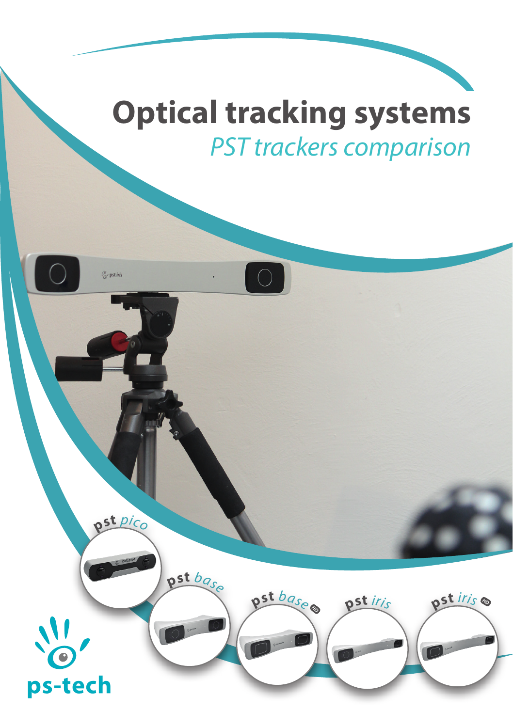# Optical tracking systems

*PST trackers comparison*

pst *pico*

pst *base*

pst *base* HD

pst *iris*

pst *iris* HD

ps-tech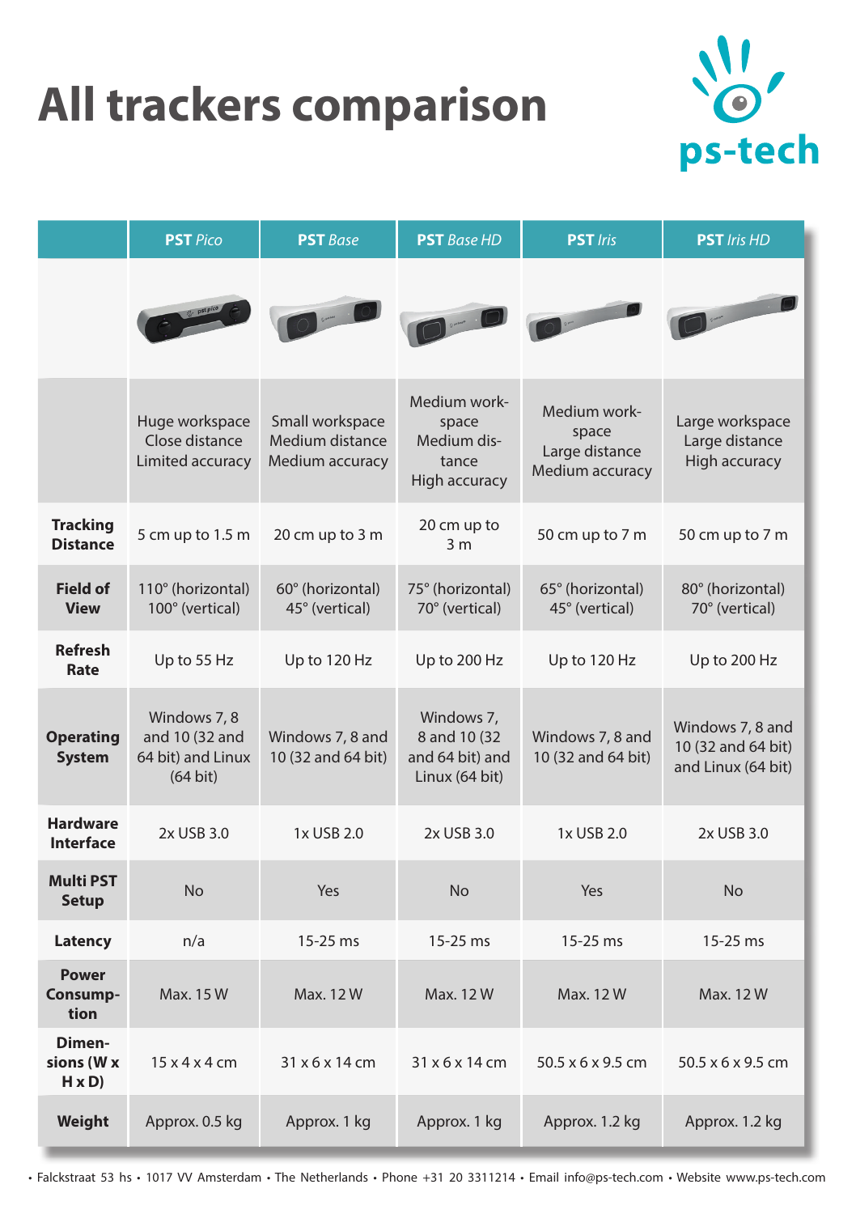# All trackers comparison

ps-tech

| | **PST** *Pico* | **PST** *Base* | **PST** *Base HD* | **PST** *Iris* | **PST** *Iris HD* |
|---|---|---|---|---|---|
| | Huge workspace Close distance Limited accuracy | Small workspace Medium distance Medium accuracy | Medium workspace Medium distance High accuracy | Medium workspace Large distance Medium accuracy | Large workspace Large distance High accuracy |
| **Tracking Distance** | 5 cm up to 1.5 m | 20 cm up to 3 m | 20 cm up to 3 m | 50 cm up to 7 m | 50 cm up to 7 m |
| **Field of View** | 110° (horizontal) 100° (vertical) | 60° (horizontal) 45° (vertical) | 75° (horizontal) 70° (vertical) | 65° (horizontal) 45° (vertical) | 80° (horizontal) 70° (vertical) |
| **Refresh Rate** | Up to 55 Hz | Up to 120 Hz | Up to 200 Hz | Up to 120 Hz | Up to 200 Hz |
| **Operating System** | Windows 7, 8 and 10 (32 and 64 bit) and Linux (64 bit) | Windows 7, 8 and 10 (32 and 64 bit) | Windows 7, 8 and 10 (32 and 64 bit) and Linux (64 bit) | Windows 7, 8 and 10 (32 and 64 bit) | Windows 7, 8 and 10 (32 and 64 bit) and Linux (64 bit) |
| **Hardware Interface** | 2x USB 3.0 | 1x USB 2.0 | 2x USB 3.0 | 1x USB 2.0 | 2x USB 3.0 |
| **Multi PST Setup** | No | Yes | No | Yes | No |
| **Latency** | n/a | 15-25 ms | 15-25 ms | 15-25 ms | 15-25 ms |
| **Power Consumption** | Max. 15 W | Max. 12 W | Max. 12 W | Max. 12 W | Max. 12 W |
| **Dimensions (W x H x D)** | 15 x 4 x 4 cm | 31 x 6 x 14 cm | 31 x 6 x 14 cm | 50.5 x 6 x 9.5 cm | 50.5 x 6 x 9.5 cm |
| **Weight** | Approx. 0.5 kg | Approx. 1 kg | Approx. 1 kg | Approx. 1.2 kg | Approx. 1.2 kg |

• Falckstraat 53 hs • 1017 VV Amsterdam • The Netherlands • Phone +31 20 3311214 • Email info@ps-tech.com • Website www.ps-tech.com